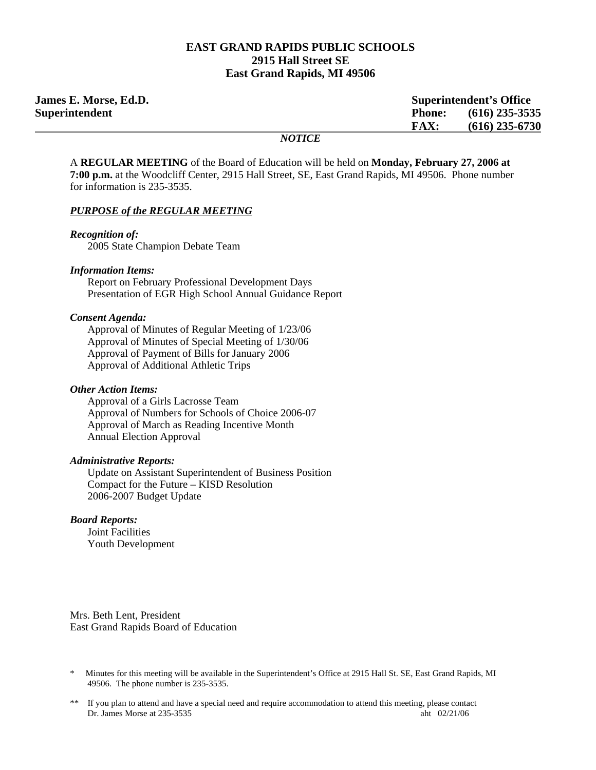**EAST GRAND RAPIDS PUBLIC SCHOOLS**
**2915 Hall Street SE**
**East Grand Rapids, MI 49506**

**James E. Morse, Ed.D.**
**Superintendent**

**Superintendent's Office**
**Phone: (616) 235-3535**
**FAX: (616) 235-6730**

***NOTICE***

A **REGULAR MEETING** of the Board of Education will be held on **Monday, February 27, 2006 at 7:00 p.m.** at the Woodcliff Center, 2915 Hall Street, SE, East Grand Rapids, MI 49506. Phone number for information is 235-3535.

***PURPOSE of the REGULAR MEETING***

***Recognition of:***

2005 State Champion Debate Team

***Information Items:***

Report on February Professional Development Days
Presentation of EGR High School Annual Guidance Report

***Consent Agenda:***

Approval of Minutes of Regular Meeting of 1/23/06
Approval of Minutes of Special Meeting of 1/30/06
Approval of Payment of Bills for January 2006
Approval of Additional Athletic Trips

***Other Action Items:***

Approval of a Girls Lacrosse Team
Approval of Numbers for Schools of Choice 2006-07
Approval of March as Reading Incentive Month
Annual Election Approval

***Administrative Reports:***

Update on Assistant Superintendent of Business Position
Compact for the Future – KISD Resolution
2006-2007 Budget Update

***Board Reports:***

Joint Facilities
Youth Development

Mrs. Beth Lent, President
East Grand Rapids Board of Education

\* Minutes for this meeting will be available in the Superintendent's Office at 2915 Hall St. SE, East Grand Rapids, MI 49506. The phone number is 235-3535.

\*\* If you plan to attend and have a special need and require accommodation to attend this meeting, please contact Dr. James Morse at 235-3535

aht 02/21/06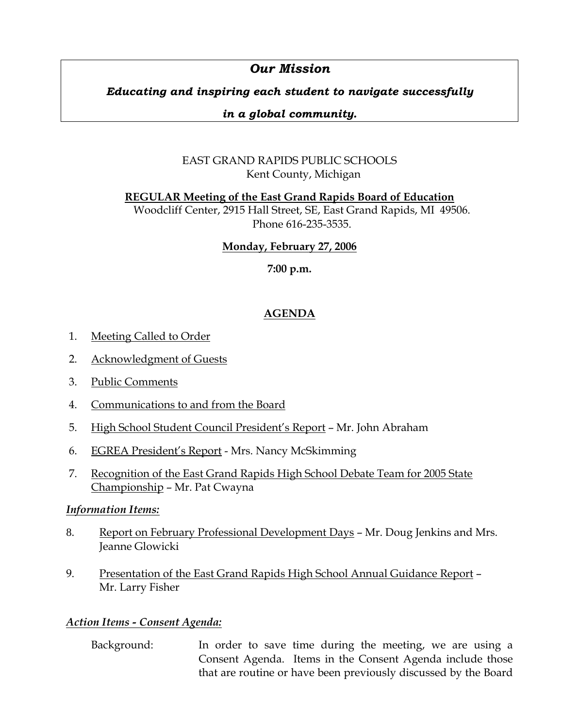## *Our Mission*

***Educating and inspiring each student to navigate successfully in a global community.***

EAST GRAND RAPIDS PUBLIC SCHOOLS
Kent County, Michigan

**REGULAR Meeting of the East Grand Rapids Board of Education**
Woodcliff Center, 2915 Hall Street, SE, East Grand Rapids, MI 49506.
Phone 616-235-3535.

**Monday, February 27, 2006**

**7:00 p.m.**

# AGENDA

1. Meeting Called to Order
2. Acknowledgment of Guests
3. Public Comments
4. Communications to and from the Board
5. High School Student Council President's Report – Mr. John Abraham
6. EGREA President's Report - Mrs. Nancy McSkimming
7. Recognition of the East Grand Rapids High School Debate Team for 2005 State Championship – Mr. Pat Cwayna

***Information Items:***

8. Report on February Professional Development Days – Mr. Doug Jenkins and Mrs. Jeanne Glowicki
9. Presentation of the East Grand Rapids High School Annual Guidance Report – Mr. Larry Fisher

***Action Items - Consent Agenda:***

Background: In order to save time during the meeting, we are using a Consent Agenda. Items in the Consent Agenda include those that are routine or have been previously discussed by the Board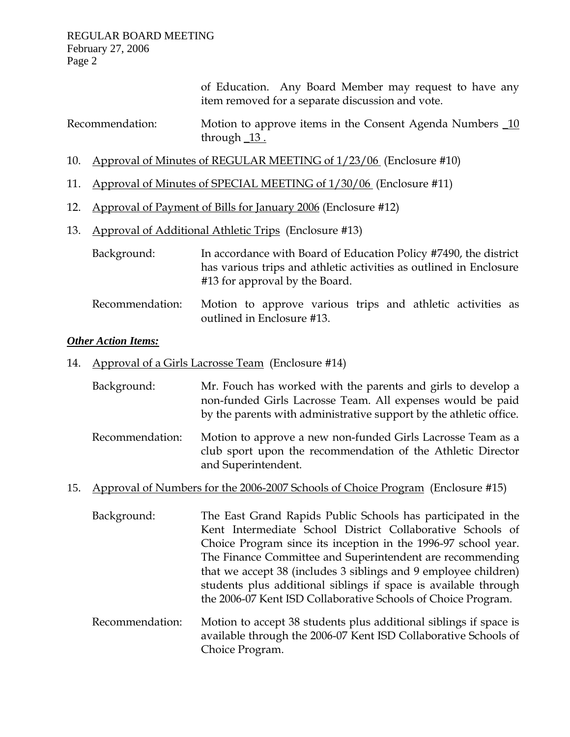of Education. Any Board Member may request to have any item removed for a separate discussion and vote.

Recommendation: Motion to approve items in the Consent Agenda Numbers _10 through _13 .

10. Approval of Minutes of REGULAR MEETING of 1/23/06 (Enclosure #10)

11. Approval of Minutes of SPECIAL MEETING of 1/30/06 (Enclosure #11)

12. Approval of Payment of Bills for January 2006 (Enclosure #12)

13. Approval of Additional Athletic Trips (Enclosure #13)

    Background: In accordance with Board of Education Policy #7490, the district has various trips and athletic activities as outlined in Enclosure #13 for approval by the Board.

    Recommendation: Motion to approve various trips and athletic activities as outlined in Enclosure #13.

***Other Action Items:***

14. Approval of a Girls Lacrosse Team (Enclosure #14)

    Background: Mr. Fouch has worked with the parents and girls to develop a non-funded Girls Lacrosse Team. All expenses would be paid by the parents with administrative support by the athletic office.

    Recommendation: Motion to approve a new non-funded Girls Lacrosse Team as a club sport upon the recommendation of the Athletic Director and Superintendent.

15. Approval of Numbers for the 2006-2007 Schools of Choice Program (Enclosure #15)

    Background: The East Grand Rapids Public Schools has participated in the Kent Intermediate School District Collaborative Schools of Choice Program since its inception in the 1996-97 school year. The Finance Committee and Superintendent are recommending that we accept 38 (includes 3 siblings and 9 employee children) students plus additional siblings if space is available through the 2006-07 Kent ISD Collaborative Schools of Choice Program.

    Recommendation: Motion to accept 38 students plus additional siblings if space is available through the 2006-07 Kent ISD Collaborative Schools of Choice Program.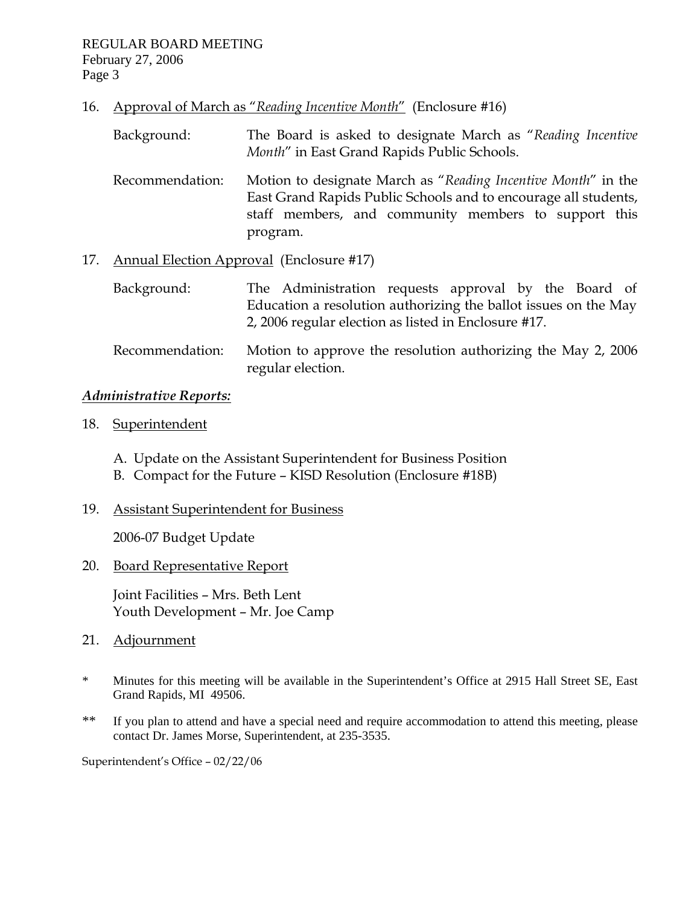16. Approval of March as "*Reading Incentive Month*" (Enclosure #16)

    Background: The Board is asked to designate March as "*Reading Incentive Month*" in East Grand Rapids Public Schools.

    Recommendation: Motion to designate March as "*Reading Incentive Month*" in the East Grand Rapids Public Schools and to encourage all students, staff members, and community members to support this program.

17. Annual Election Approval (Enclosure #17)

    Background: The Administration requests approval by the Board of Education a resolution authorizing the ballot issues on the May 2, 2006 regular election as listed in Enclosure #17.

    Recommendation: Motion to approve the resolution authorizing the May 2, 2006 regular election.

***Administrative Reports:***

18. Superintendent

    A. Update on the Assistant Superintendent for Business Position
    B. Compact for the Future – KISD Resolution (Enclosure #18B)

19. Assistant Superintendent for Business

    2006-07 Budget Update

20. Board Representative Report

    Joint Facilities – Mrs. Beth Lent
    Youth Development – Mr. Joe Camp

21. Adjournment

\* Minutes for this meeting will be available in the Superintendent's Office at 2915 Hall Street SE, East Grand Rapids, MI 49506.

\** If you plan to attend and have a special need and require accommodation to attend this meeting, please contact Dr. James Morse, Superintendent, at 235-3535.

Superintendent's Office – 02/22/06